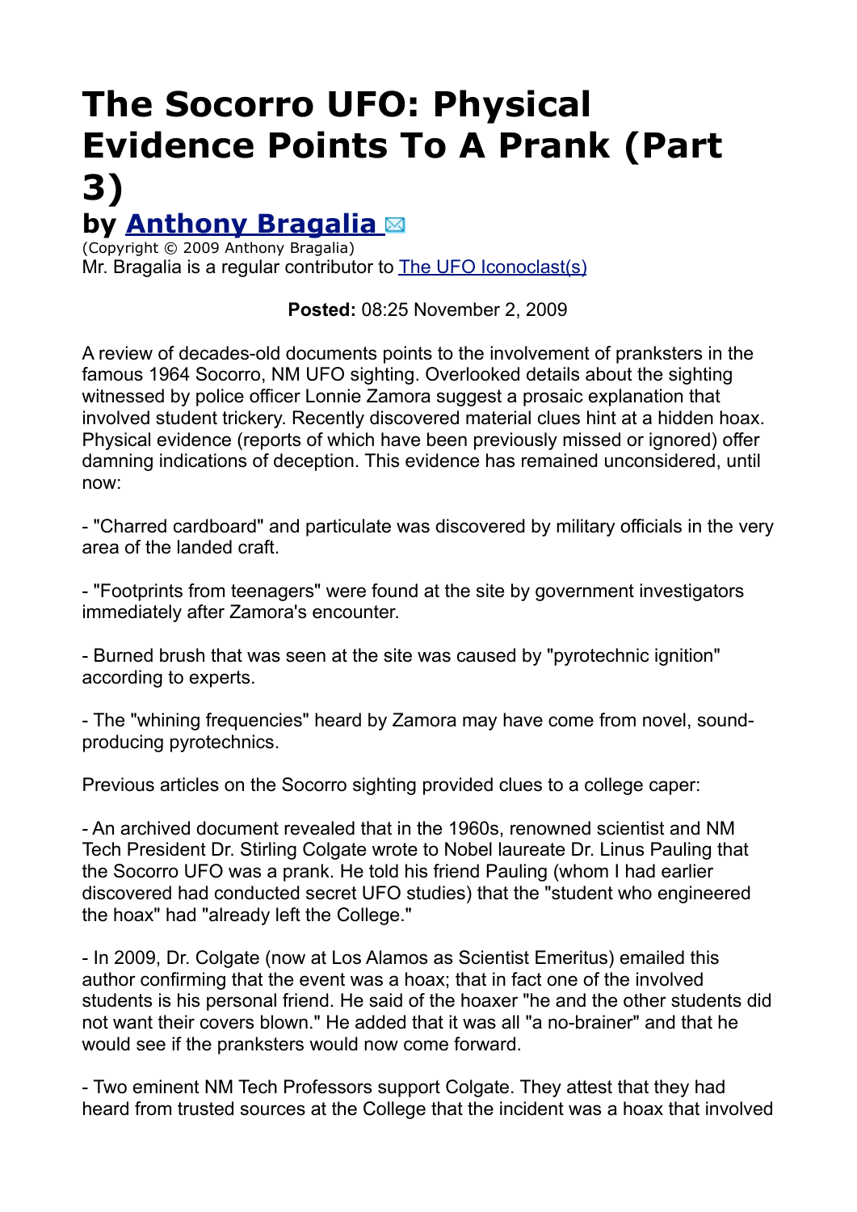# The Socorro UFO: Physical Evidence Points To A Prank (Part 3)

## by [Anthony Bragalia](#) ✉

(Copyright © 2009 Anthony Bragalia)
Mr. Bragalia is a regular contributor to [The UFO Iconoclast(s)](#)

**Posted:** 08:25 November 2, 2009

A review of decades-old documents points to the involvement of pranksters in the famous 1964 Socorro, NM UFO sighting. Overlooked details about the sighting witnessed by police officer Lonnie Zamora suggest a prosaic explanation that involved student trickery. Recently discovered material clues hint at a hidden hoax. Physical evidence (reports of which have been previously missed or ignored) offer damning indications of deception. This evidence has remained unconsidered, until now:

- "Charred cardboard" and particulate was discovered by military officials in the very area of the landed craft.

- "Footprints from teenagers" were found at the site by government investigators immediately after Zamora's encounter.

- Burned brush that was seen at the site was caused by "pyrotechnic ignition" according to experts.

- The "whining frequencies" heard by Zamora may have come from novel, sound-producing pyrotechnics.

Previous articles on the Socorro sighting provided clues to a college caper:

- An archived document revealed that in the 1960s, renowned scientist and NM Tech President Dr. Stirling Colgate wrote to Nobel laureate Dr. Linus Pauling that the Socorro UFO was a prank. He told his friend Pauling (whom I had earlier discovered had conducted secret UFO studies) that the "student who engineered the hoax" had "already left the College."

- In 2009, Dr. Colgate (now at Los Alamos as Scientist Emeritus) emailed this author confirming that the event was a hoax; that in fact one of the involved students is his personal friend. He said of the hoaxer "he and the other students did not want their covers blown." He added that it was all "a no-brainer" and that he would see if the pranksters would now come forward.

- Two eminent NM Tech Professors support Colgate. They attest that they had heard from trusted sources at the College that the incident was a hoax that involved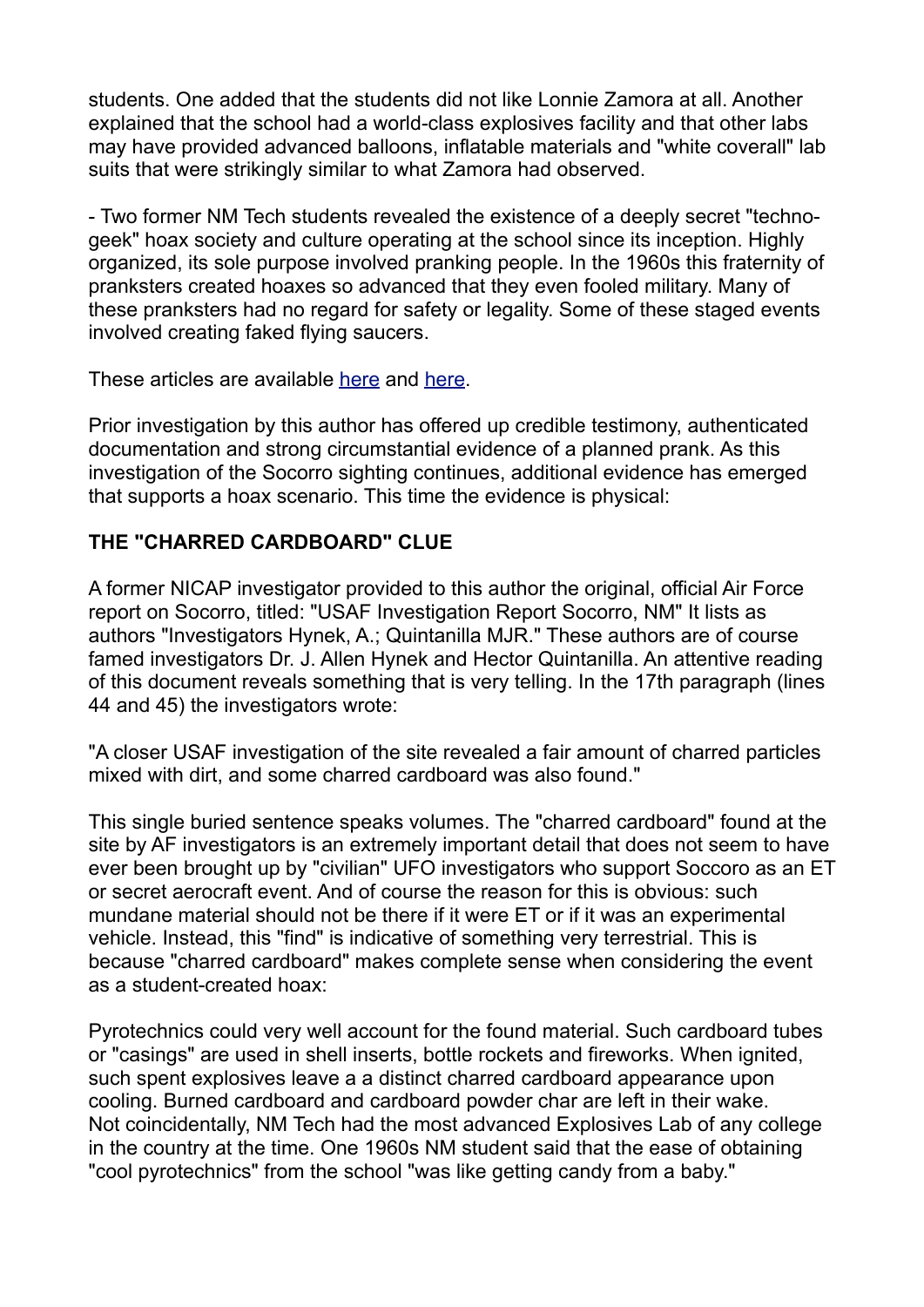students. One added that the students did not like Lonnie Zamora at all. Another explained that the school had a world-class explosives facility and that other labs may have provided advanced balloons, inflatable materials and "white coverall" lab suits that were strikingly similar to what Zamora had observed.

- Two former NM Tech students revealed the existence of a deeply secret "techno-geek" hoax society and culture operating at the school since its inception. Highly organized, its sole purpose involved pranking people. In the 1960s this fraternity of pranksters created hoaxes so advanced that they even fooled military. Many of these pranksters had no regard for safety or legality. Some of these staged events involved creating faked flying saucers.

These articles are available here and here.

Prior investigation by this author has offered up credible testimony, authenticated documentation and strong circumstantial evidence of a planned prank. As this investigation of the Socorro sighting continues, additional evidence has emerged that supports a hoax scenario. This time the evidence is physical:

**THE "CHARRED CARDBOARD" CLUE**

A former NICAP investigator provided to this author the original, official Air Force report on Socorro, titled: "USAF Investigation Report Socorro, NM" It lists as authors "Investigators Hynek, A.; Quintanilla MJR." These authors are of course famed investigators Dr. J. Allen Hynek and Hector Quintanilla. An attentive reading of this document reveals something that is very telling. In the 17th paragraph (lines 44 and 45) the investigators wrote:

"A closer USAF investigation of the site revealed a fair amount of charred particles mixed with dirt, and some charred cardboard was also found."

This single buried sentence speaks volumes. The "charred cardboard" found at the site by AF investigators is an extremely important detail that does not seem to have ever been brought up by "civilian" UFO investigators who support Soccoro as an ET or secret aerocraft event. And of course the reason for this is obvious: such mundane material should not be there if it were ET or if it was an experimental vehicle. Instead, this "find" is indicative of something very terrestrial. This is because "charred cardboard" makes complete sense when considering the event as a student-created hoax:

Pyrotechnics could very well account for the found material. Such cardboard tubes or "casings" are used in shell inserts, bottle rockets and fireworks. When ignited, such spent explosives leave a a distinct charred cardboard appearance upon cooling. Burned cardboard and cardboard powder char are left in their wake. Not coincidentally, NM Tech had the most advanced Explosives Lab of any college in the country at the time. One 1960s NM student said that the ease of obtaining "cool pyrotechnics" from the school "was like getting candy from a baby."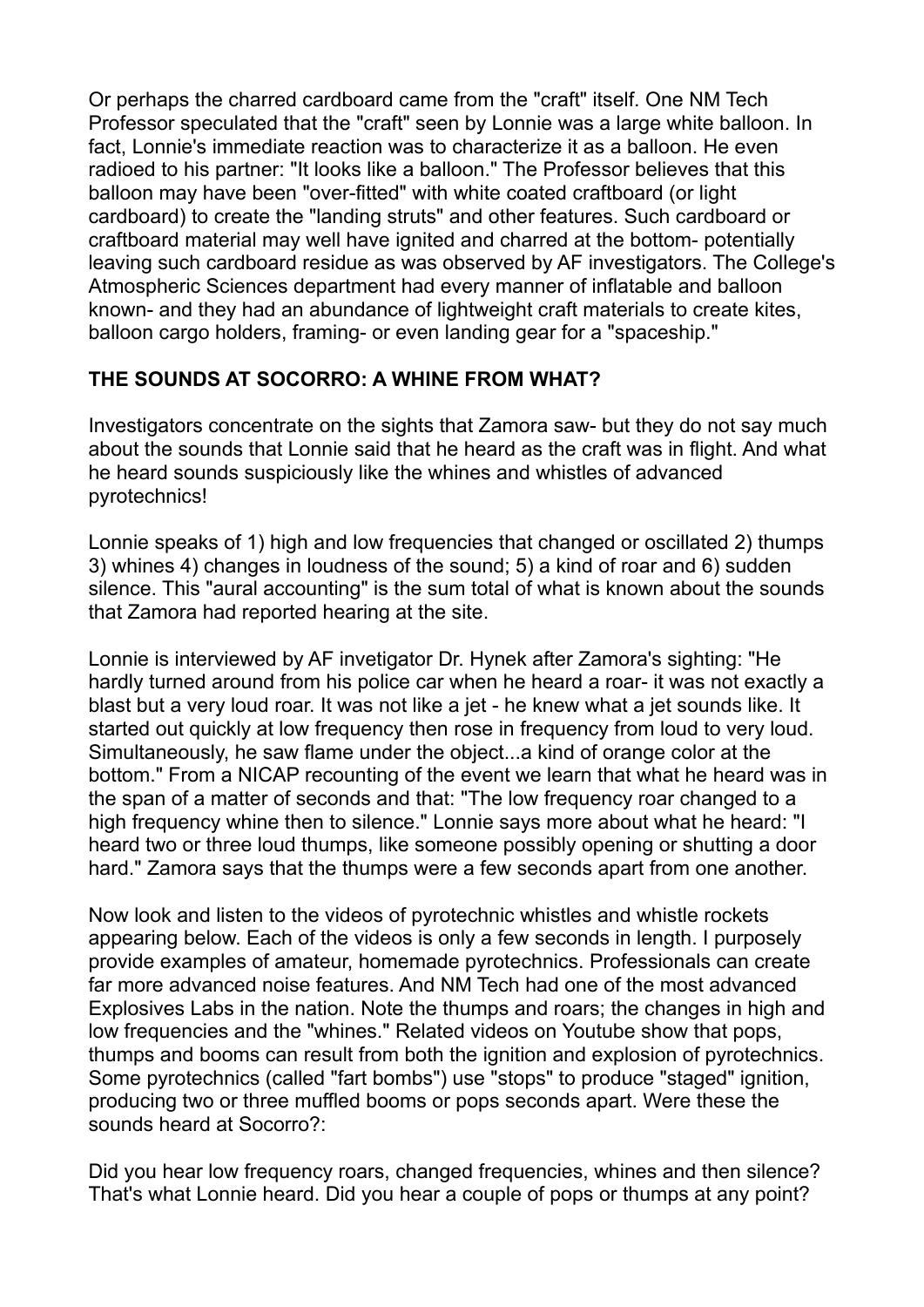Or perhaps the charred cardboard came from the "craft" itself. One NM Tech Professor speculated that the "craft" seen by Lonnie was a large white balloon. In fact, Lonnie's immediate reaction was to characterize it as a balloon. He even radioed to his partner: "It looks like a balloon." The Professor believes that this balloon may have been "over-fitted" with white coated craftboard (or light cardboard) to create the "landing struts" and other features. Such cardboard or craftboard material may well have ignited and charred at the bottom- potentially leaving such cardboard residue as was observed by AF investigators. The College's Atmospheric Sciences department had every manner of inflatable and balloon known- and they had an abundance of lightweight craft materials to create kites, balloon cargo holders, framing- or even landing gear for a "spaceship."

## THE SOUNDS AT SOCORRO: A WHINE FROM WHAT?

Investigators concentrate on the sights that Zamora saw- but they do not say much about the sounds that Lonnie said that he heard as the craft was in flight. And what he heard sounds suspiciously like the whines and whistles of advanced pyrotechnics!

Lonnie speaks of 1) high and low frequencies that changed or oscillated 2) thumps 3) whines 4) changes in loudness of the sound; 5) a kind of roar and 6) sudden silence. This "aural accounting" is the sum total of what is known about the sounds that Zamora had reported hearing at the site.

Lonnie is interviewed by AF invetigator Dr. Hynek after Zamora's sighting: "He hardly turned around from his police car when he heard a roar- it was not exactly a blast but a very loud roar. It was not like a jet - he knew what a jet sounds like. It started out quickly at low frequency then rose in frequency from loud to very loud. Simultaneously, he saw flame under the object...a kind of orange color at the bottom." From a NICAP recounting of the event we learn that what he heard was in the span of a matter of seconds and that: "The low frequency roar changed to a high frequency whine then to silence." Lonnie says more about what he heard: "I heard two or three loud thumps, like someone possibly opening or shutting a door hard." Zamora says that the thumps were a few seconds apart from one another.

Now look and listen to the videos of pyrotechnic whistles and whistle rockets appearing below. Each of the videos is only a few seconds in length. I purposely provide examples of amateur, homemade pyrotechnics. Professionals can create far more advanced noise features. And NM Tech had one of the most advanced Explosives Labs in the nation. Note the thumps and roars; the changes in high and low frequencies and the "whines." Related videos on Youtube show that pops, thumps and booms can result from both the ignition and explosion of pyrotechnics. Some pyrotechnics (called "fart bombs") use "stops" to produce "staged" ignition, producing two or three muffled booms or pops seconds apart. Were these the sounds heard at Socorro?:

Did you hear low frequency roars, changed frequencies, whines and then silence? That's what Lonnie heard. Did you hear a couple of pops or thumps at any point?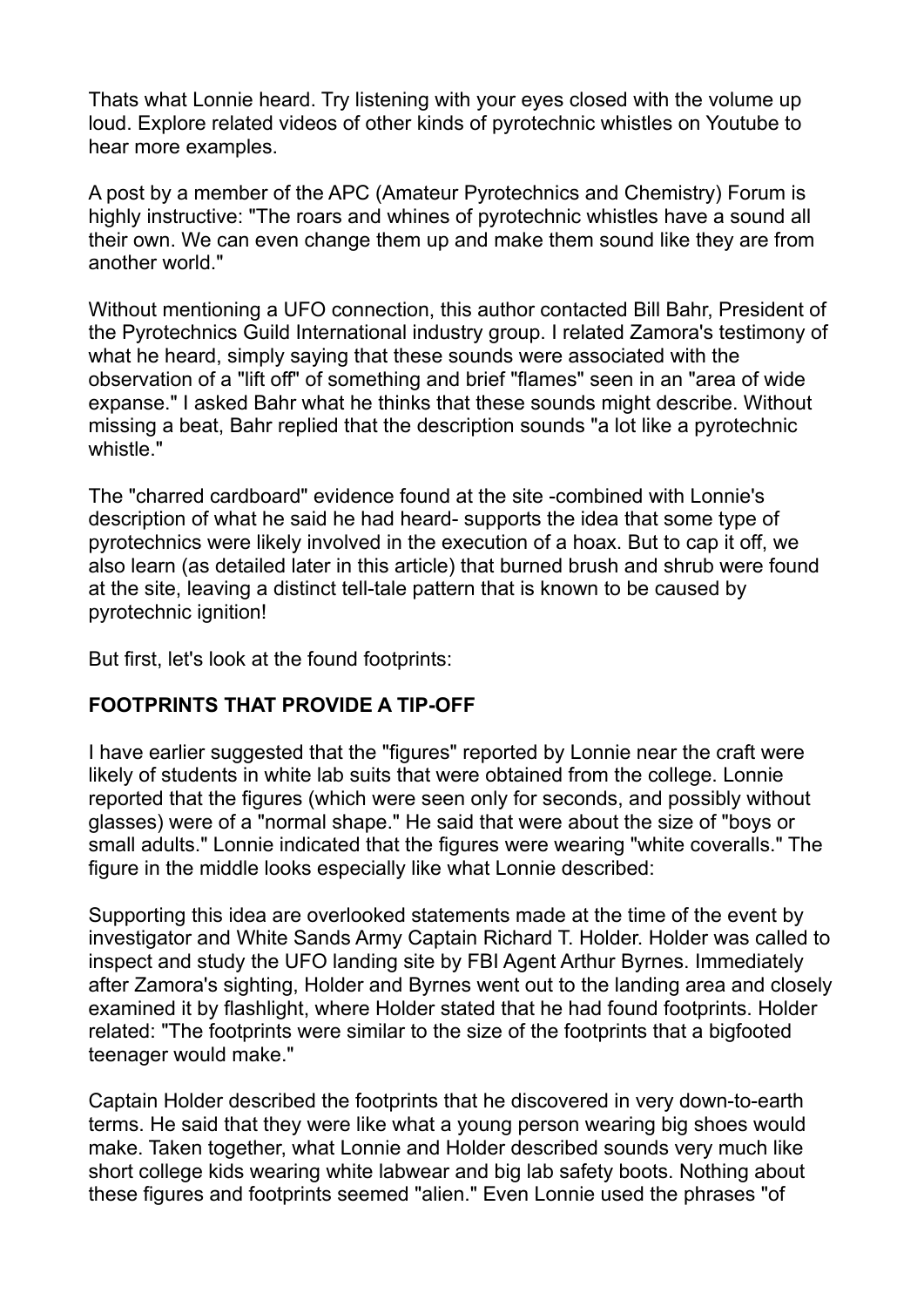Thats what Lonnie heard. Try listening with your eyes closed with the volume up loud. Explore related videos of other kinds of pyrotechnic whistles on Youtube to hear more examples.

A post by a member of the APC (Amateur Pyrotechnics and Chemistry) Forum is highly instructive: "The roars and whines of pyrotechnic whistles have a sound all their own. We can even change them up and make them sound like they are from another world."

Without mentioning a UFO connection, this author contacted Bill Bahr, President of the Pyrotechnics Guild International industry group. I related Zamora's testimony of what he heard, simply saying that these sounds were associated with the observation of a "lift off" of something and brief "flames" seen in an "area of wide expanse." I asked Bahr what he thinks that these sounds might describe. Without missing a beat, Bahr replied that the description sounds "a lot like a pyrotechnic whistle."

The "charred cardboard" evidence found at the site -combined with Lonnie's description of what he said he had heard- supports the idea that some type of pyrotechnics were likely involved in the execution of a hoax. But to cap it off, we also learn (as detailed later in this article) that burned brush and shrub were found at the site, leaving a distinct tell-tale pattern that is known to be caused by pyrotechnic ignition!

But first, let's look at the found footprints:

**FOOTPRINTS THAT PROVIDE A TIP-OFF**

I have earlier suggested that the "figures" reported by Lonnie near the craft were likely of students in white lab suits that were obtained from the college. Lonnie reported that the figures (which were seen only for seconds, and possibly without glasses) were of a "normal shape." He said that were about the size of "boys or small adults." Lonnie indicated that the figures were wearing "white coveralls." The figure in the middle looks especially like what Lonnie described:

Supporting this idea are overlooked statements made at the time of the event by investigator and White Sands Army Captain Richard T. Holder. Holder was called to inspect and study the UFO landing site by FBI Agent Arthur Byrnes. Immediately after Zamora's sighting, Holder and Byrnes went out to the landing area and closely examined it by flashlight, where Holder stated that he had found footprints. Holder related: "The footprints were similar to the size of the footprints that a bigfooted teenager would make."

Captain Holder described the footprints that he discovered in very down-to-earth terms. He said that they were like what a young person wearing big shoes would make. Taken together, what Lonnie and Holder described sounds very much like short college kids wearing white labwear and big lab safety boots. Nothing about these figures and footprints seemed "alien." Even Lonnie used the phrases "of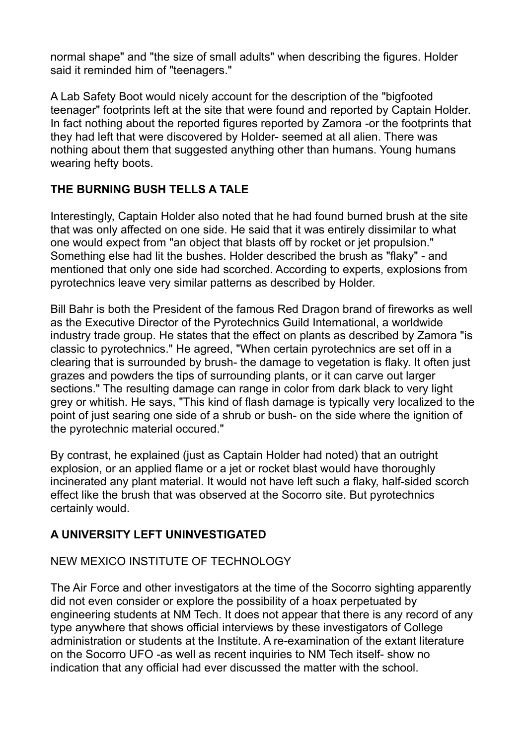normal shape" and "the size of small adults" when describing the figures. Holder said it reminded him of "teenagers."

A Lab Safety Boot would nicely account for the description of the "bigfooted teenager" footprints left at the site that were found and reported by Captain Holder. In fact nothing about the reported figures reported by Zamora -or the footprints that they had left that were discovered by Holder- seemed at all alien. There was nothing about them that suggested anything other than humans. Young humans wearing hefty boots.

## THE BURNING BUSH TELLS A TALE

Interestingly, Captain Holder also noted that he had found burned brush at the site that was only affected on one side. He said that it was entirely dissimilar to what one would expect from "an object that blasts off by rocket or jet propulsion." Something else had lit the bushes. Holder described the brush as "flaky" - and mentioned that only one side had scorched. According to experts, explosions from pyrotechnics leave very similar patterns as described by Holder.

Bill Bahr is both the President of the famous Red Dragon brand of fireworks as well as the Executive Director of the Pyrotechnics Guild International, a worldwide industry trade group. He states that the effect on plants as described by Zamora "is classic to pyrotechnics." He agreed, "When certain pyrotechnics are set off in a clearing that is surrounded by brush- the damage to vegetation is flaky. It often just grazes and powders the tips of surrounding plants, or it can carve out larger sections." The resulting damage can range in color from dark black to very light grey or whitish. He says, "This kind of flash damage is typically very localized to the point of just searing one side of a shrub or bush- on the side where the ignition of the pyrotechnic material occured."

By contrast, he explained (just as Captain Holder had noted) that an outright explosion, or an applied flame or a jet or rocket blast would have thoroughly incinerated any plant material. It would not have left such a flaky, half-sided scorch effect like the brush that was observed at the Socorro site. But pyrotechnics certainly would.

## A UNIVERSITY LEFT UNINVESTIGATED

NEW MEXICO INSTITUTE OF TECHNOLOGY

The Air Force and other investigators at the time of the Socorro sighting apparently did not even consider or explore the possibility of a hoax perpetuated by engineering students at NM Tech. It does not appear that there is any record of any type anywhere that shows official interviews by these investigators of College administration or students at the Institute. A re-examination of the extant literature on the Socorro UFO -as well as recent inquiries to NM Tech itself- show no indication that any official had ever discussed the matter with the school.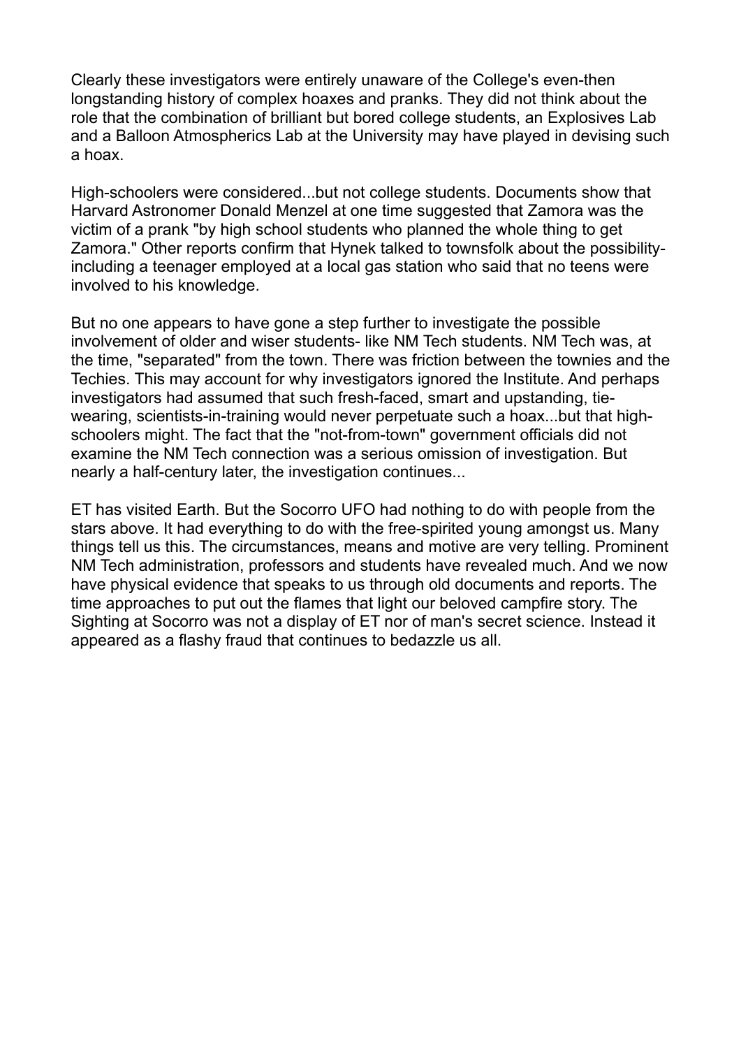Clearly these investigators were entirely unaware of the College's even-then longstanding history of complex hoaxes and pranks. They did not think about the role that the combination of brilliant but bored college students, an Explosives Lab and a Balloon Atmospherics Lab at the University may have played in devising such a hoax.

High-schoolers were considered...but not college students. Documents show that Harvard Astronomer Donald Menzel at one time suggested that Zamora was the victim of a prank "by high school students who planned the whole thing to get Zamora." Other reports confirm that Hynek talked to townsfolk about the possibility- including a teenager employed at a local gas station who said that no teens were involved to his knowledge.

But no one appears to have gone a step further to investigate the possible involvement of older and wiser students- like NM Tech students. NM Tech was, at the time, "separated" from the town. There was friction between the townies and the Techies. This may account for why investigators ignored the Institute. And perhaps investigators had assumed that such fresh-faced, smart and upstanding, tie-wearing, scientists-in-training would never perpetuate such a hoax...but that high-schoolers might. The fact that the "not-from-town" government officials did not examine the NM Tech connection was a serious omission of investigation. But nearly a half-century later, the investigation continues...

ET has visited Earth. But the Socorro UFO had nothing to do with people from the stars above. It had everything to do with the free-spirited young amongst us. Many things tell us this. The circumstances, means and motive are very telling. Prominent NM Tech administration, professors and students have revealed much. And we now have physical evidence that speaks to us through old documents and reports. The time approaches to put out the flames that light our beloved campfire story. The Sighting at Socorro was not a display of ET nor of man's secret science. Instead it appeared as a flashy fraud that continues to bedazzle us all.